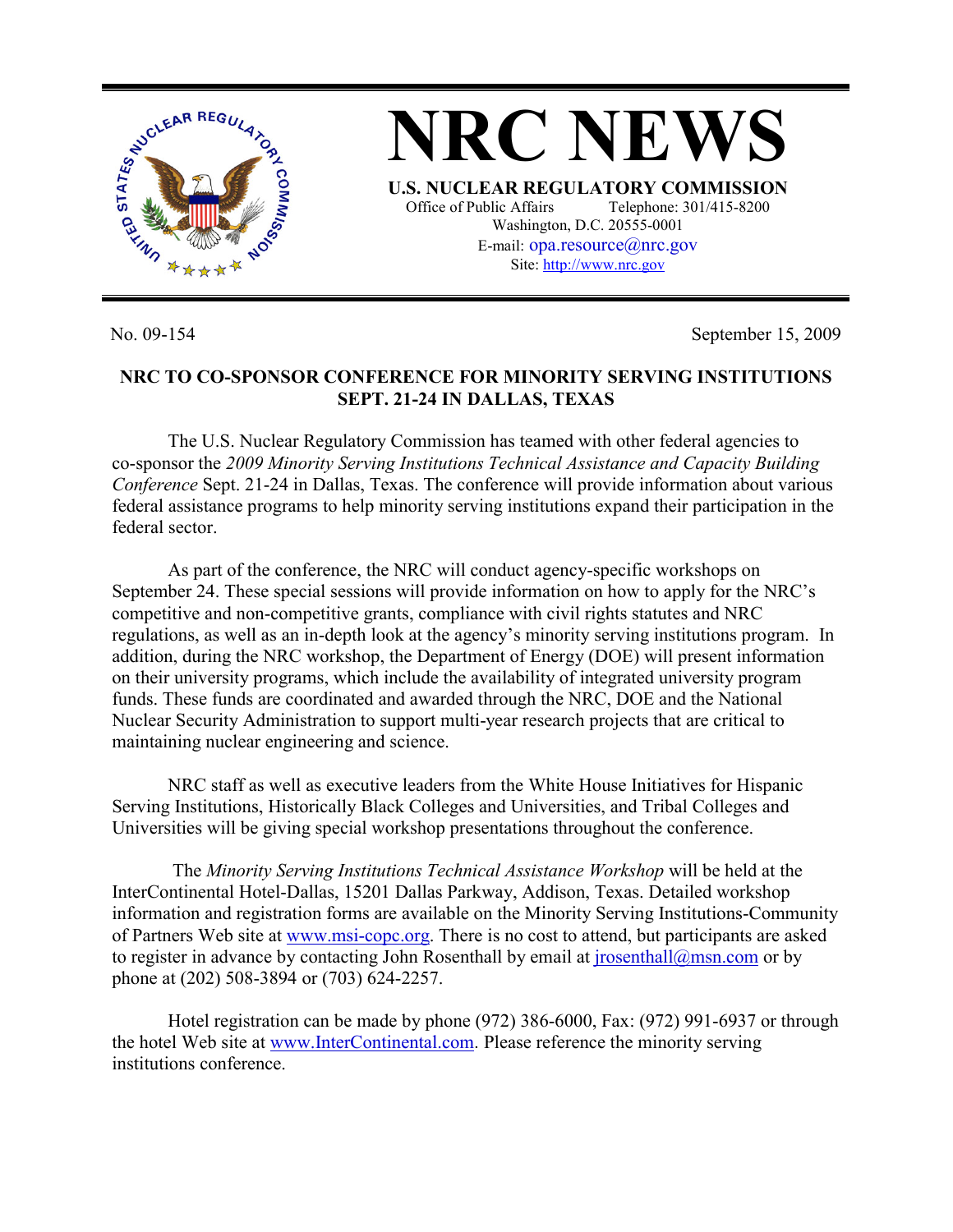# NRC NEWS

**U.S. NUCLEAR REGULATORY COMMISSION**

Office of Public Affairs Telephone: 301/415-8200
Washington, D.C. 20555-0001
E-mail: opa.resource@nrc.gov
Site: http://www.nrc.gov

No. 09-154 September 15, 2009

**NRC TO CO-SPONSOR CONFERENCE FOR MINORITY SERVING INSTITUTIONS SEPT. 21-24 IN DALLAS, TEXAS**

The U.S. Nuclear Regulatory Commission has teamed with other federal agencies to co-sponsor the *2009 Minority Serving Institutions Technical Assistance and Capacity Building Conference* Sept. 21-24 in Dallas, Texas. The conference will provide information about various federal assistance programs to help minority serving institutions expand their participation in the federal sector.

As part of the conference, the NRC will conduct agency-specific workshops on September 24. These special sessions will provide information on how to apply for the NRC's competitive and non-competitive grants, compliance with civil rights statutes and NRC regulations, as well as an in-depth look at the agency's minority serving institutions program. In addition, during the NRC workshop, the Department of Energy (DOE) will present information on their university programs, which include the availability of integrated university program funds. These funds are coordinated and awarded through the NRC, DOE and the National Nuclear Security Administration to support multi-year research projects that are critical to maintaining nuclear engineering and science.

NRC staff as well as executive leaders from the White House Initiatives for Hispanic Serving Institutions, Historically Black Colleges and Universities, and Tribal Colleges and Universities will be giving special workshop presentations throughout the conference.

The *Minority Serving Institutions Technical Assistance Workshop* will be held at the InterContinental Hotel-Dallas, 15201 Dallas Parkway, Addison, Texas. Detailed workshop information and registration forms are available on the Minority Serving Institutions-Community of Partners Web site at www.msi-copc.org. There is no cost to attend, but participants are asked to register in advance by contacting John Rosenthall by email at jrosenthall@msn.com or by phone at (202) 508-3894 or (703) 624-2257.

Hotel registration can be made by phone (972) 386-6000, Fax: (972) 991-6937 or through the hotel Web site at www.InterContinental.com. Please reference the minority serving institutions conference.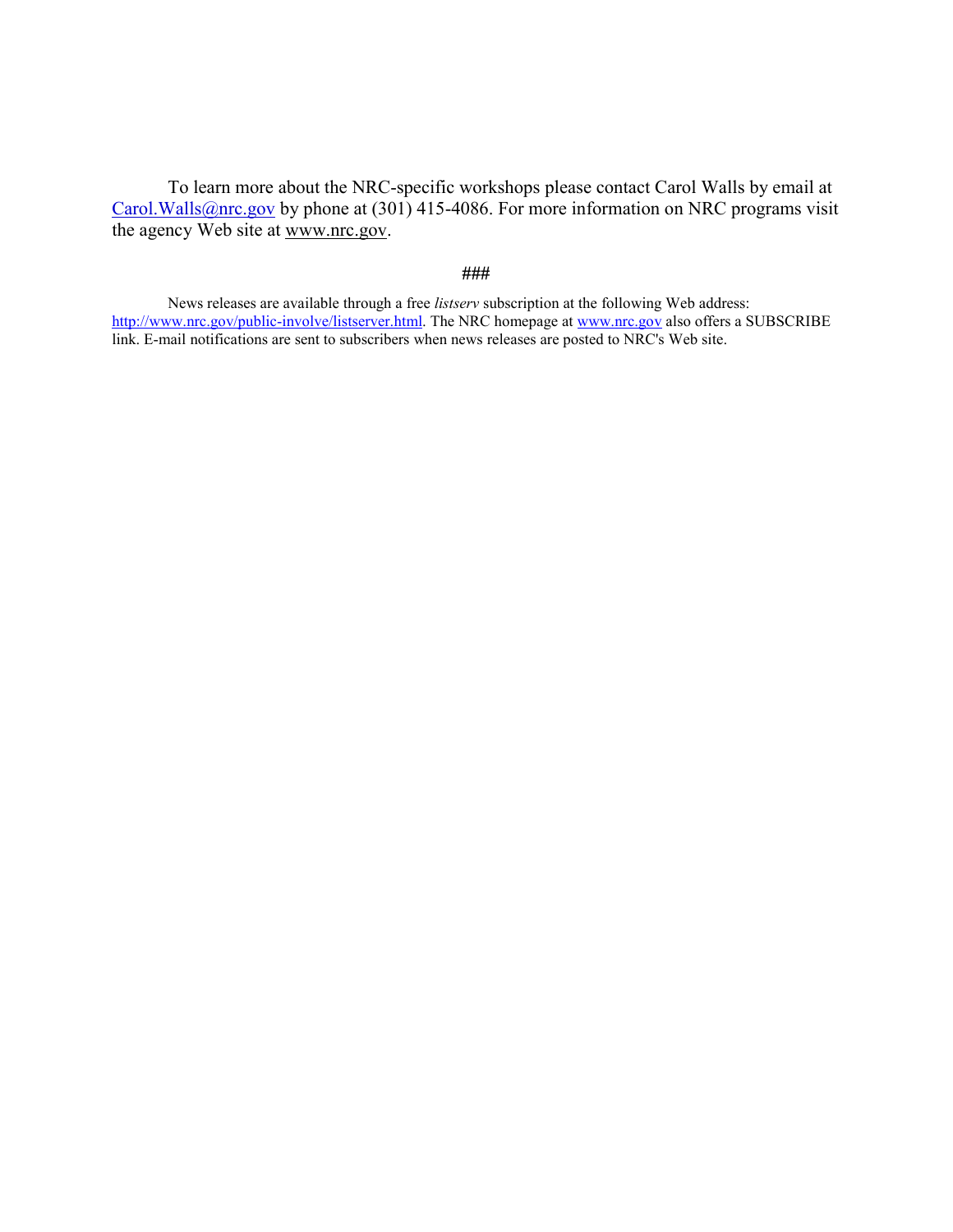To learn more about the NRC-specific workshops please contact Carol Walls by email at Carol.Walls@nrc.gov by phone at (301) 415-4086. For more information on NRC programs visit the agency Web site at www.nrc.gov.

###

News releases are available through a free *listserv* subscription at the following Web address: http://www.nrc.gov/public-involve/listserver.html. The NRC homepage at www.nrc.gov also offers a SUBSCRIBE link. E-mail notifications are sent to subscribers when news releases are posted to NRC's Web site.